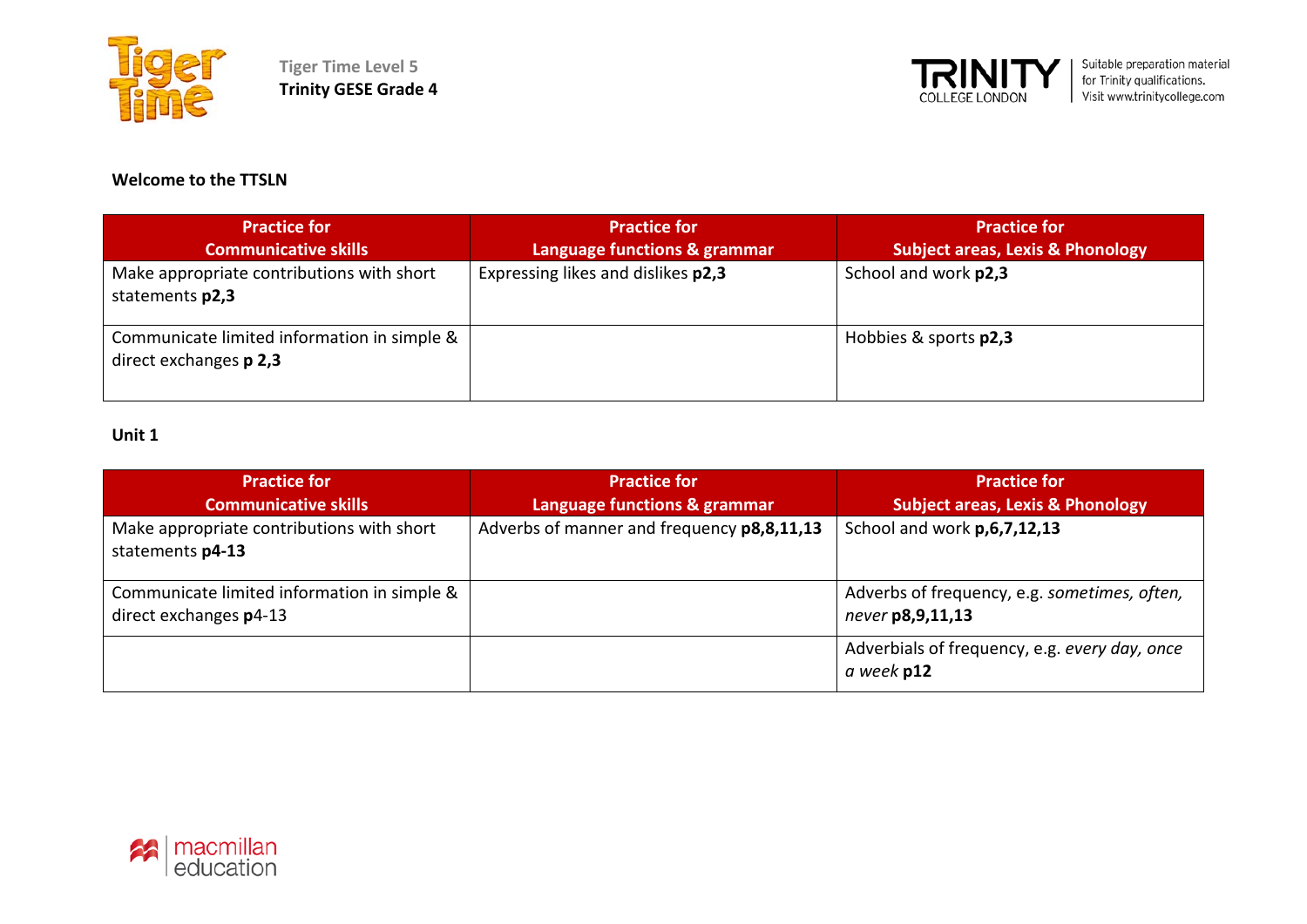Tiger Time Level 5
**Trinity GESE Grade 4**

Suitable preparation material for Trinity qualifications. Visit www.trinitycollege.com

**Welcome to the TTSLN**

| Practice for Communicative skills | Practice for Language functions & grammar | Practice for Subject areas, Lexis & Phonology |
|---|---|---|
| Make appropriate contributions with short statements **p2,3** | Expressing likes and dislikes **p2,3** | School and work **p2,3** |
| Communicate limited information in simple & direct exchanges **p 2,3** | | Hobbies & sports **p2,3** |

**Unit 1**

| Practice for Communicative skills | Practice for Language functions & grammar | Practice for Subject areas, Lexis & Phonology |
|---|---|---|
| Make appropriate contributions with short statements **p4-13** | Adverbs of manner and frequency **p8,8,11,13** | School and work **p,6,7,12,13** |
| Communicate limited information in simple & direct exchanges **p**4-13 | | Adverbs of frequency, e.g. *sometimes, often, never* **p8,9,11,13** |
| | | Adverbials of frequency, e.g. *every day, once a week* **p12** |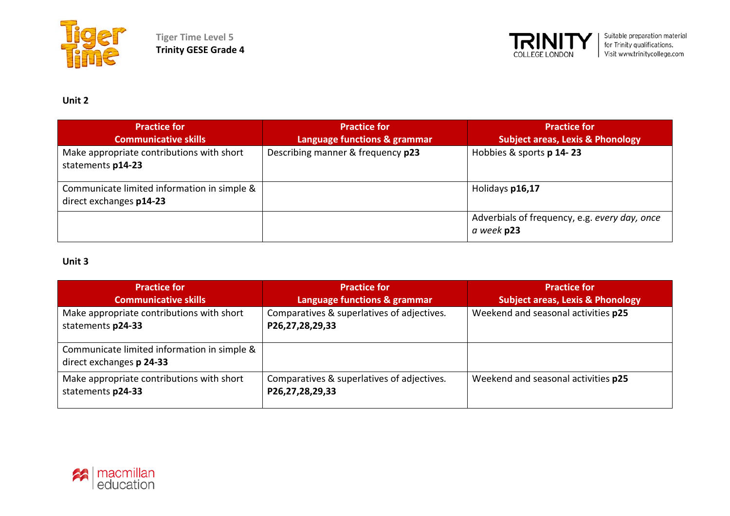Tiger Time Level 5
**Trinity GESE Grade 4**

Suitable preparation material for Trinity qualifications. Visit www.trinitycollege.com

**Unit 2**

| Practice for Communicative skills | Practice for Language functions & grammar | Practice for Subject areas, Lexis & Phonology |
|---|---|---|
| Make appropriate contributions with short statements **p14-23** | Describing manner & frequency **p23** | Hobbies & sports **p 14- 23** |
| Communicate limited information in simple & direct exchanges **p14-23** | | Holidays **p16,17** |
| | | Adverbials of frequency, e.g. *every day, once a week* **p23** |

**Unit 3**

| Practice for Communicative skills | Practice for Language functions & grammar | Practice for Subject areas, Lexis & Phonology |
|---|---|---|
| Make appropriate contributions with short statements **p24-33** | Comparatives & superlatives of adjectives. **P26,27,28,29,33** | Weekend and seasonal activities **p25** |
| Communicate limited information in simple & direct exchanges **p 24-33** | | |
| Make appropriate contributions with short statements **p24-33** | Comparatives & superlatives of adjectives. **P26,27,28,29,33** | Weekend and seasonal activities **p25** |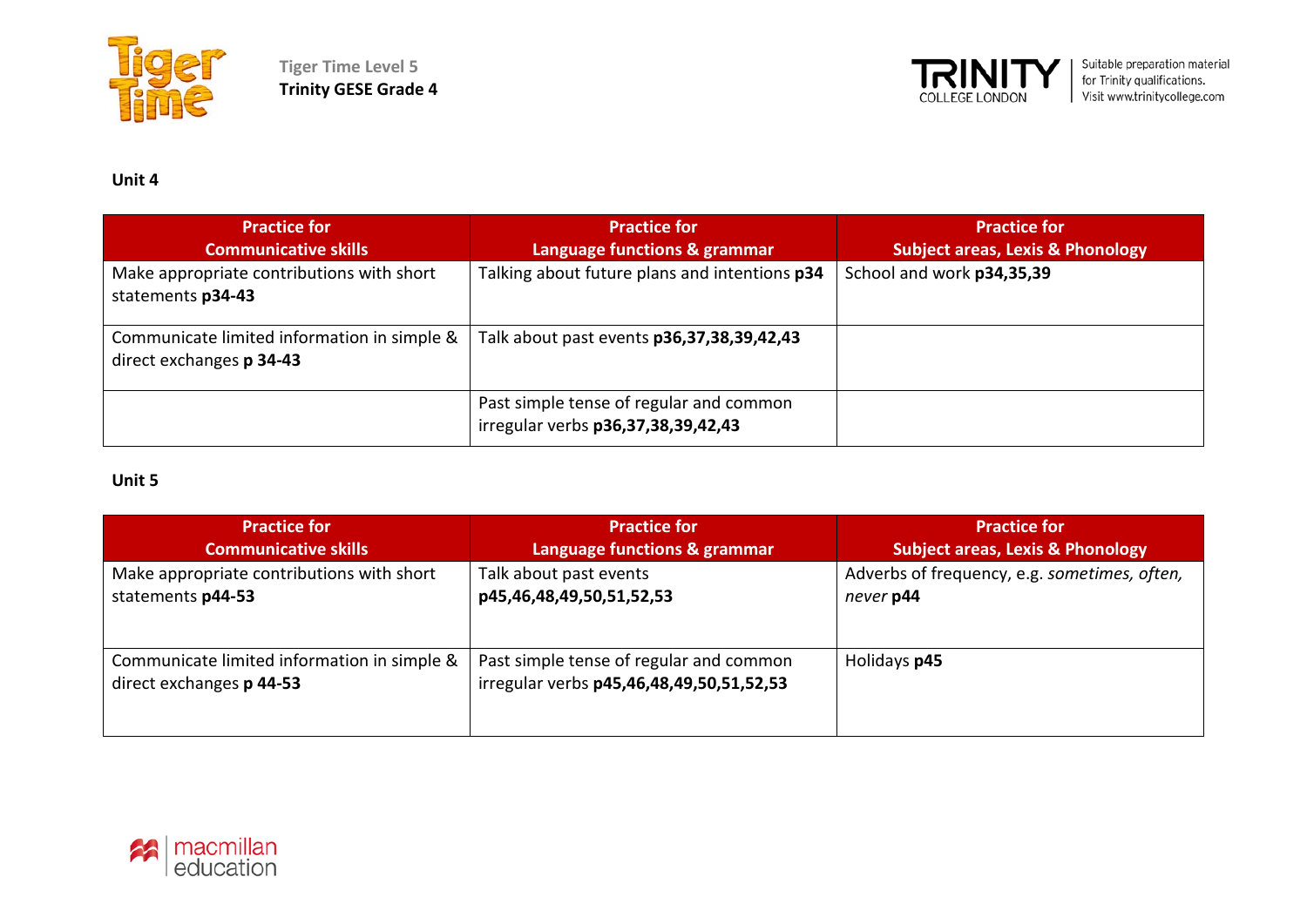**Unit 4**

| Practice for Communicative skills | Practice for Language functions & grammar | Practice for Subject areas, Lexis & Phonology |
|---|---|---|
| Make appropriate contributions with short statements **p34-43** | Talking about future plans and intentions **p34** | School and work **p34,35,39** |
| Communicate limited information in simple & direct exchanges **p 34-43** | Talk about past events **p36,37,38,39,42,43** | |
| | Past simple tense of regular and common irregular verbs **p36,37,38,39,42,43** | |

**Unit 5**

| Practice for Communicative skills | Practice for Language functions & grammar | Practice for Subject areas, Lexis & Phonology |
|---|---|---|
| Make appropriate contributions with short statements **p44-53** | Talk about past events **p45,46,48,49,50,51,52,53** | Adverbs of frequency, e.g. *sometimes, often, never* **p44** |
| Communicate limited information in simple & direct exchanges **p 44-53** | Past simple tense of regular and common irregular verbs **p45,46,48,49,50,51,52,53** | Holidays **p45** |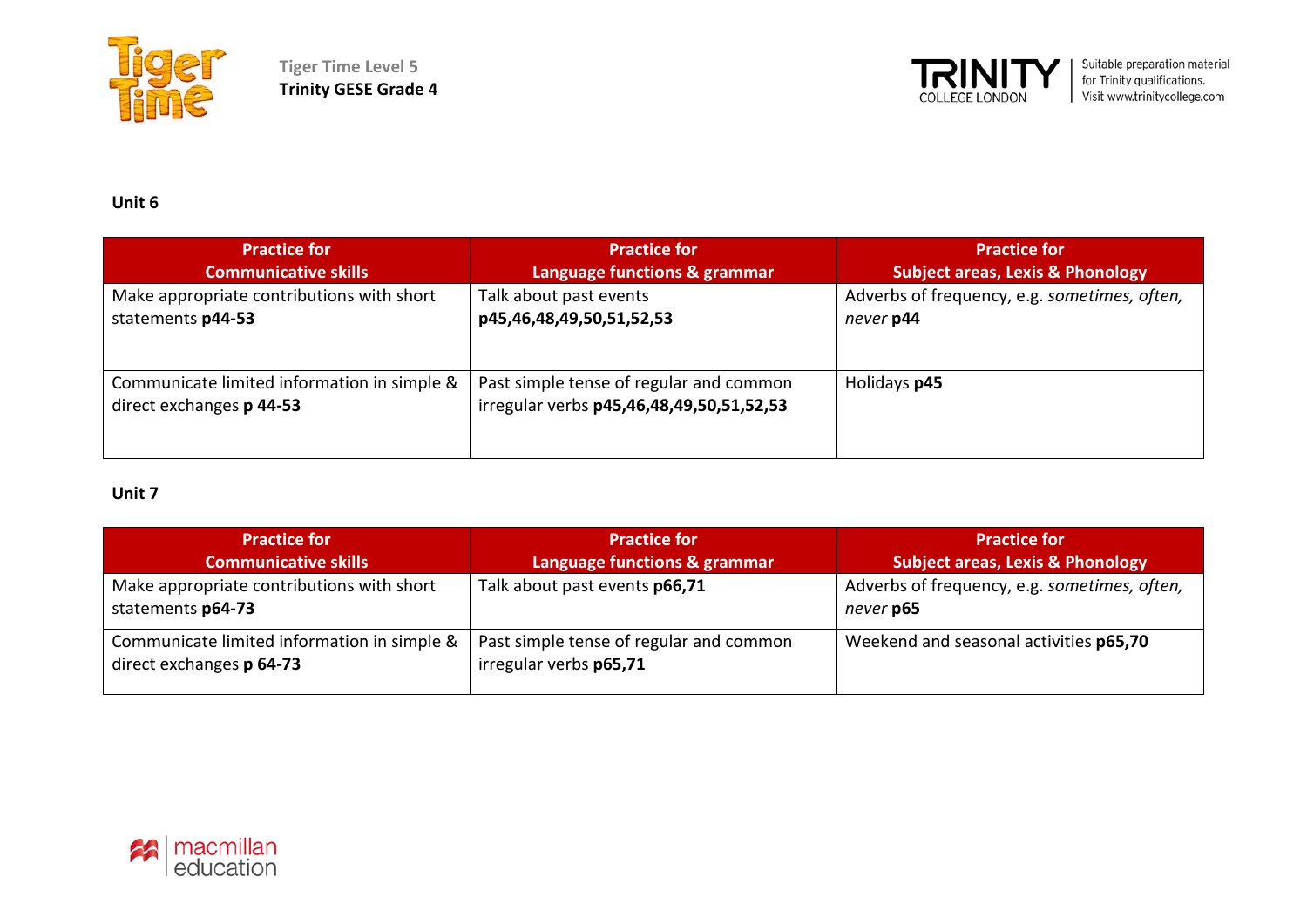## Unit 6

| Practice for Communicative skills | Practice for Language functions & grammar | Practice for Subject areas, Lexis & Phonology |
|---|---|---|
| Make appropriate contributions with short statements **p44-53** | Talk about past events **p45,46,48,49,50,51,52,53** | Adverbs of frequency, e.g. *sometimes, often, never* **p44** |
| Communicate limited information in simple & direct exchanges **p 44-53** | Past simple tense of regular and common irregular verbs **p45,46,48,49,50,51,52,53** | Holidays **p45** |

## Unit 7

| Practice for Communicative skills | Practice for Language functions & grammar | Practice for Subject areas, Lexis & Phonology |
|---|---|---|
| Make appropriate contributions with short statements **p64-73** | Talk about past events **p66,71** | Adverbs of frequency, e.g. *sometimes, often, never* **p65** |
| Communicate limited information in simple & direct exchanges **p 64-73** | Past simple tense of regular and common irregular verbs **p65,71** | Weekend and seasonal activities **p65,70** |